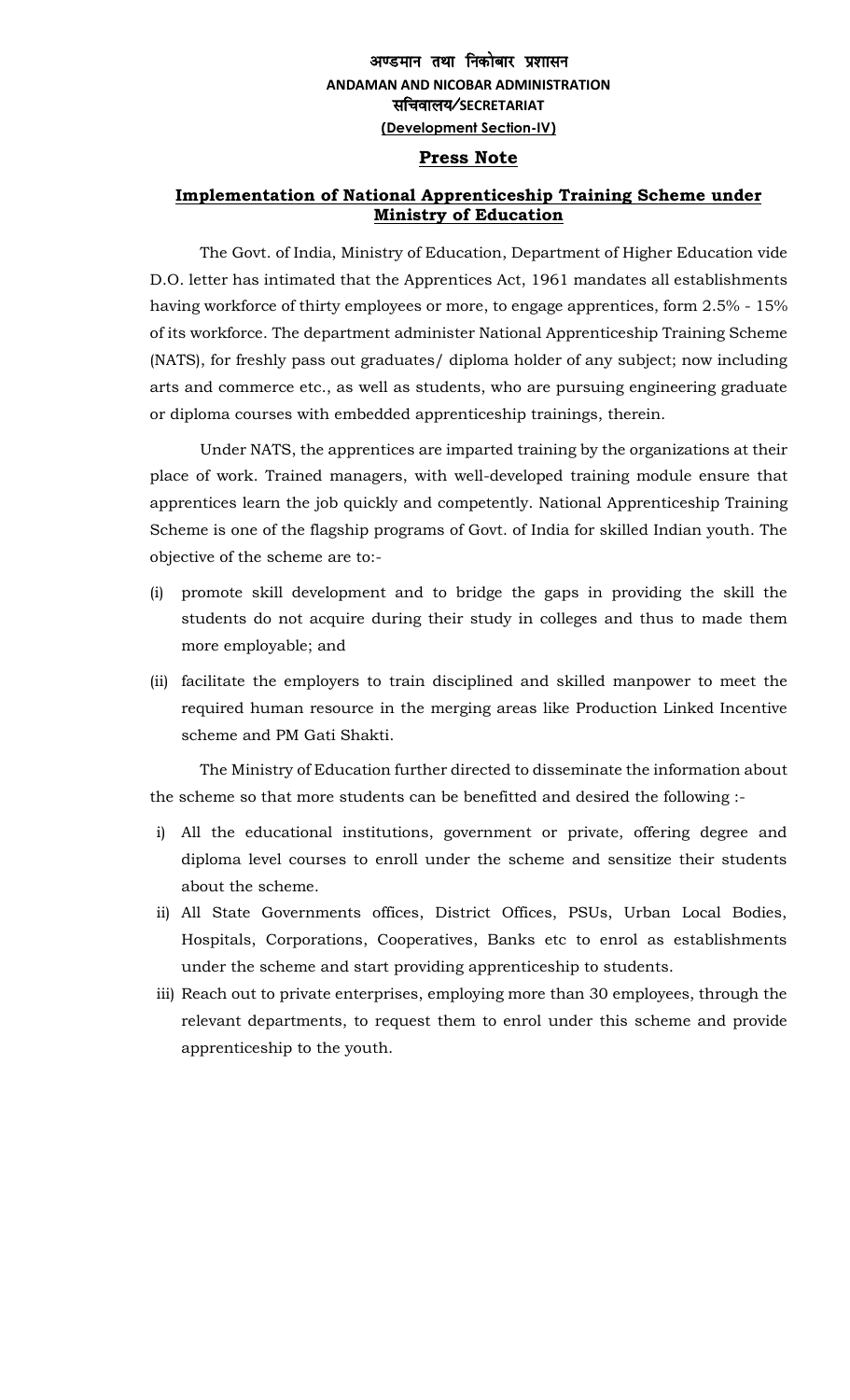**अण्डमान तथा निकोबार प्रशासन**
**ANDAMAN AND NICOBAR ADMINISTRATION**
**सचिवालय/SECRETARIAT**
**(Development Section-IV)**

## Press Note

### Implementation of National Apprenticeship Training Scheme under Ministry of Education

The Govt. of India, Ministry of Education, Department of Higher Education vide D.O. letter has intimated that the Apprentices Act, 1961 mandates all establishments having workforce of thirty employees or more, to engage apprentices, form 2.5% - 15% of its workforce. The department administer National Apprenticeship Training Scheme (NATS), for freshly pass out graduates/ diploma holder of any subject; now including arts and commerce etc., as well as students, who are pursuing engineering graduate or diploma courses with embedded apprenticeship trainings, therein.

Under NATS, the apprentices are imparted training by the organizations at their place of work. Trained managers, with well-developed training module ensure that apprentices learn the job quickly and competently. National Apprenticeship Training Scheme is one of the flagship programs of Govt. of India for skilled Indian youth. The objective of the scheme are to:-

(i) promote skill development and to bridge the gaps in providing the skill the students do not acquire during their study in colleges and thus to made them more employable; and

(ii) facilitate the employers to train disciplined and skilled manpower to meet the required human resource in the merging areas like Production Linked Incentive scheme and PM Gati Shakti.

The Ministry of Education further directed to disseminate the information about the scheme so that more students can be benefitted and desired the following :-

i) All the educational institutions, government or private, offering degree and diploma level courses to enroll under the scheme and sensitize their students about the scheme.

ii) All State Governments offices, District Offices, PSUs, Urban Local Bodies, Hospitals, Corporations, Cooperatives, Banks etc to enrol as establishments under the scheme and start providing apprenticeship to students.

iii) Reach out to private enterprises, employing more than 30 employees, through the relevant departments, to request them to enrol under this scheme and provide apprenticeship to the youth.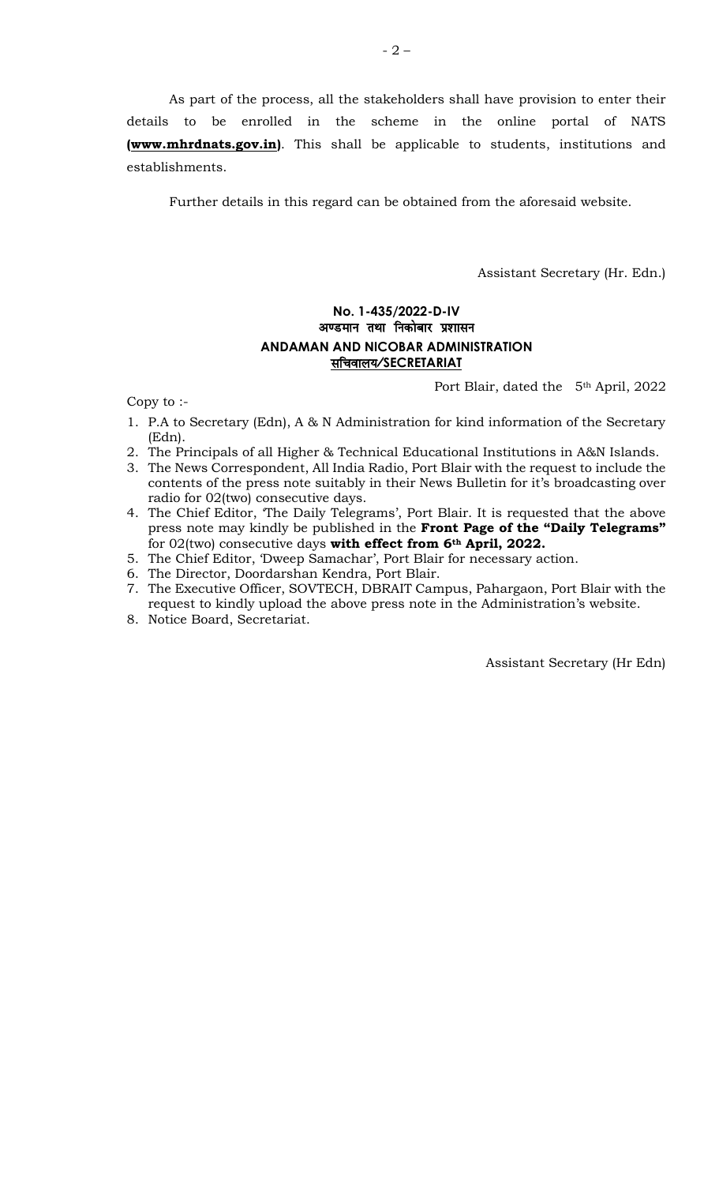As part of the process, all the stakeholders shall have provision to enter their details to be enrolled in the scheme in the online portal of NATS **(www.mhrdnats.gov.in)**. This shall be applicable to students, institutions and establishments.

Further details in this regard can be obtained from the aforesaid website.

Assistant Secretary (Hr. Edn.)

**No. 1-435/2022-D-IV**
**अण्डमान तथा निकोबार प्रशासन**
**ANDAMAN AND NICOBAR ADMINISTRATION**
**सचिवालय/SECRETARIAT**

Port Blair, dated the 5th April, 2022

Copy to :-

1. P.A to Secretary (Edn), A & N Administration for kind information of the Secretary (Edn).
2. The Principals of all Higher & Technical Educational Institutions in A&N Islands.
3. The News Correspondent, All India Radio, Port Blair with the request to include the contents of the press note suitably in their News Bulletin for it's broadcasting over radio for 02(two) consecutive days.
4. The Chief Editor, 'The Daily Telegrams', Port Blair. It is requested that the above press note may kindly be published in the **Front Page of the "Daily Telegrams"** for 02(two) consecutive days **with effect from 6th April, 2022.**
5. The Chief Editor, 'Dweep Samachar', Port Blair for necessary action.
6. The Director, Doordarshan Kendra, Port Blair.
7. The Executive Officer, SOVTECH, DBRAIT Campus, Pahargaon, Port Blair with the request to kindly upload the above press note in the Administration's website.
8. Notice Board, Secretariat.

Assistant Secretary (Hr Edn)